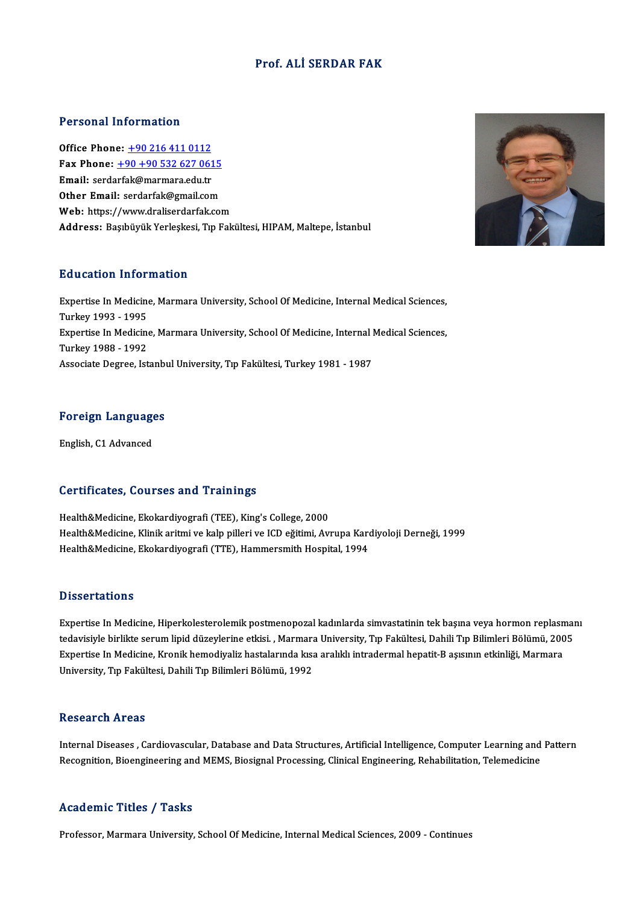# Prof. ALİ SERDAR FAK

## Personal Information

**Office Phone:** +90 216 411 0112
**Fax Phone:** +90 +90 532 627 0615
**Email:** serdarfak@marmara.edu.tr
**Other Email:** serdarfak@gmail.com
**Web:** https://www.draliserdarfak.com
**Address:** Başıbüyük Yerleşkesi, Tıp Fakültesi, HIPAM, Maltepe, İstanbul

## Education Information

Expertise In Medicine, Marmara University, School Of Medicine, Internal Medical Sciences, Turkey 1993 - 1995
Expertise In Medicine, Marmara University, School Of Medicine, Internal Medical Sciences, Turkey 1988 - 1992
Associate Degree, Istanbul University, Tıp Fakültesi, Turkey 1981 - 1987

## Foreign Languages

English, C1 Advanced

## Certificates, Courses and Trainings

Health&Medicine, Ekokardiyografi (TEE), King's College, 2000
Health&Medicine, Klinik aritmi ve kalp pilleri ve ICD eğitimi, Avrupa Kardiyoloji Derneği, 1999
Health&Medicine, Ekokardiyografi (TTE), Hammersmith Hospital, 1994

## Dissertations

Expertise In Medicine, Hiperkolesterolemik postmenopozal kadınlarda simvastatinin tek başına veya hormon replasmanı tedavisiyle birlikte serum lipid düzeylerine etkisi. , Marmara University, Tıp Fakültesi, Dahili Tıp Bilimleri Bölümü, 2005
Expertise In Medicine, Kronik hemodiyaliz hastalarında kısa aralıklı intradermal hepatit-B aşısının etkinliği, Marmara University, Tıp Fakültesi, Dahili Tıp Bilimleri Bölümü, 1992

## Research Areas

Internal Diseases , Cardiovascular, Database and Data Structures, Artificial Intelligence, Computer Learning and Pattern Recognition, Bioengineering and MEMS, Biosignal Processing, Clinical Engineering, Rehabilitation, Telemedicine

## Academic Titles / Tasks

Professor, Marmara University, School Of Medicine, Internal Medical Sciences, 2009 - Continues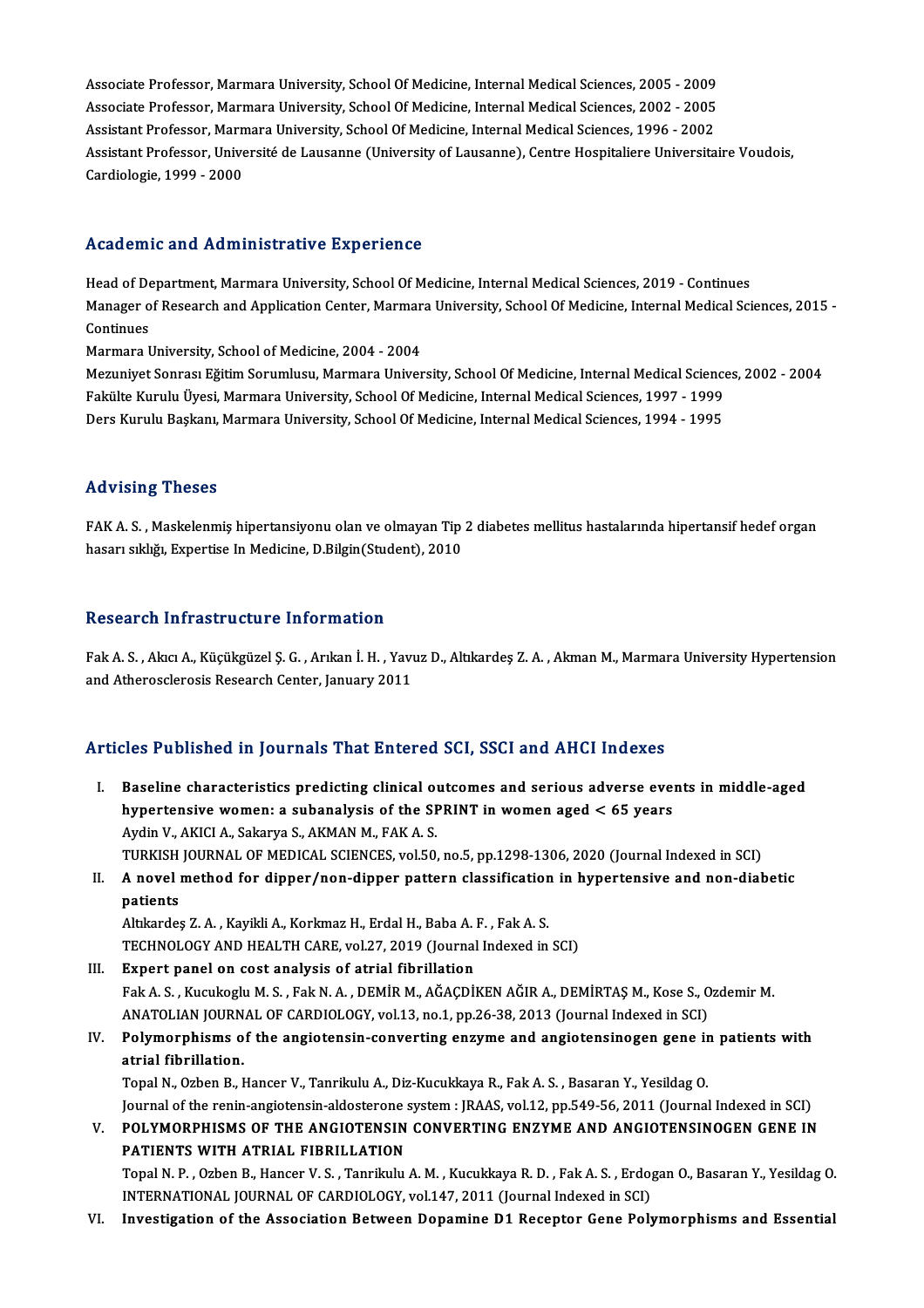Associate Professor, Marmara University, School Of Medicine, Internal Medical Sciences, 2005 - 2009
Associate Professor, Marmara University, School Of Medicine, Internal Medical Sciences, 2002 - 2005
Assistant Professor, Marmara University, School Of Medicine, Internal Medical Sciences, 1996 - 2002
Assistant Professor, Université de Lausanne (University of Lausanne), Centre Hospitaliere Universitaire Voudois, Cardiologie, 1999 - 2000

## Academic and Administrative Experience

Head of Department, Marmara University, School Of Medicine, Internal Medical Sciences, 2019 - Continues
Manager of Research and Application Center, Marmara University, School Of Medicine, Internal Medical Sciences, 2015 - Continues
Marmara University, School of Medicine, 2004 - 2004
Mezuniyet Sonrası Eğitim Sorumlusu, Marmara University, School Of Medicine, Internal Medical Sciences, 2002 - 2004
Fakülte Kurulu Üyesi, Marmara University, School Of Medicine, Internal Medical Sciences, 1997 - 1999
Ders Kurulu Başkanı, Marmara University, School Of Medicine, Internal Medical Sciences, 1994 - 1995

## Advising Theses

FAK A. S. , Maskelenmiş hipertansiyonu olan ve olmayan Tip 2 diabetes mellitus hastalarında hipertansif hedef organ hasarı sıklığı, Expertise In Medicine, D.Bilgin(Student), 2010

## Research Infrastructure Information

Fak A. S. , Akıcı A., Küçükgüzel Ş. G. , Arıkan İ. H. , Yavuz D., Altıkardeş Z. A. , Akman M., Marmara University Hypertension and Atherosclerosis Research Center, January 2011

## Articles Published in Journals That Entered SCI, SSCI and AHCI Indexes

I. **Baseline characteristics predicting clinical outcomes and serious adverse events in middle-aged hypertensive women: a subanalysis of the SPRINT in women aged < 65 years**
Aydin V., AKICI A., Sakarya S., AKMAN M., FAK A. S.
TURKISH JOURNAL OF MEDICAL SCIENCES, vol.50, no.5, pp.1298-1306, 2020 (Journal Indexed in SCI)

II. **A novel method for dipper/non-dipper pattern classification in hypertensive and non-diabetic patients**
Altıkardeş Z. A. , Kayikli A., Korkmaz H., Erdal H., Baba A. F. , Fak A. S.
TECHNOLOGY AND HEALTH CARE, vol.27, 2019 (Journal Indexed in SCI)

III. **Expert panel on cost analysis of atrial fibrillation**
Fak A. S. , Kucukoglu M. S. , Fak N. A. , DEMİR M., AĞAÇDİKEN AĞIR A., DEMİRTAŞ M., Kose S., Ozdemir M.
ANATOLIAN JOURNAL OF CARDIOLOGY, vol.13, no.1, pp.26-38, 2013 (Journal Indexed in SCI)

IV. **Polymorphisms of the angiotensin-converting enzyme and angiotensinogen gene in patients with atrial fibrillation.**
Topal N., Ozben B., Hancer V., Tanrikulu A., Diz-Kucukkaya R., Fak A. S. , Basaran Y., Yesildag O.
Journal of the renin-angiotensin-aldosterone system : JRAAS, vol.12, pp.549-56, 2011 (Journal Indexed in SCI)

V. **POLYMORPHISMS OF THE ANGIOTENSIN CONVERTING ENZYME AND ANGIOTENSINOGEN GENE IN PATIENTS WITH ATRIAL FIBRILLATION**
Topal N. P. , Ozben B., Hancer V. S. , Tanrikulu A. M. , Kucukkaya R. D. , Fak A. S. , Erdogan O., Basaran Y., Yesildag O.
INTERNATIONAL JOURNAL OF CARDIOLOGY, vol.147, 2011 (Journal Indexed in SCI)

VI. **Investigation of the Association Between Dopamine D1 Receptor Gene Polymorphisms and Essential**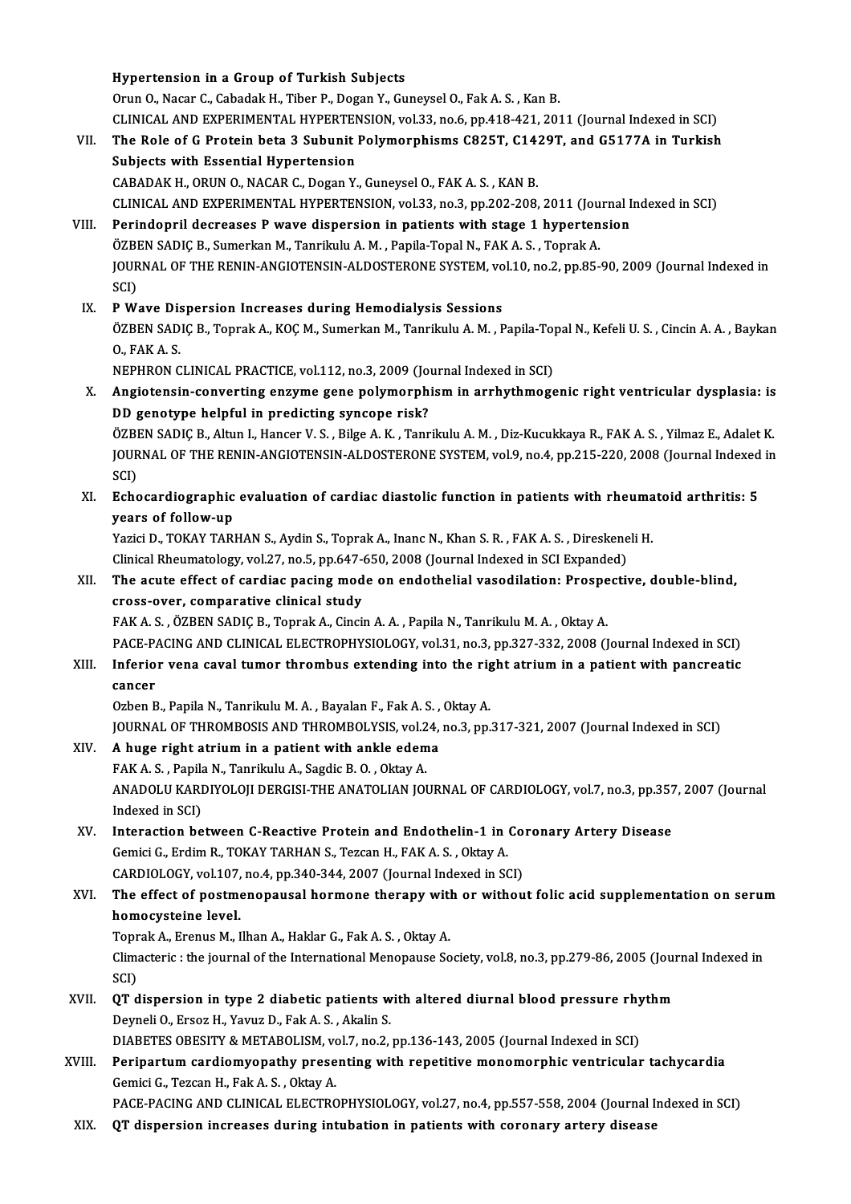Hypertension in a Group of Turkish Subjects
Orun O., Nacar C., Cabadak H., Tiber P., Dogan Y., Guneysel O., Fak A. S. , Kan B.
CLINICAL AND EXPERIMENTAL HYPERTENSION, vol.33, no.6, pp.418-421, 2011 (Journal Indexed in SCI)

VII. **The Role of G Protein beta 3 Subunit Polymorphisms C825T, C1429T, and G5177A in Turkish Subjects with Essential Hypertension**
CABADAK H., ORUN O., NACAR C., Dogan Y., Guneysel O., FAK A. S. , KAN B.
CLINICAL AND EXPERIMENTAL HYPERTENSION, vol.33, no.3, pp.202-208, 2011 (Journal Indexed in SCI)

VIII. **Perindopril decreases P wave dispersion in patients with stage 1 hypertension**
ÖZBEN SADIÇ B., Sumerkan M., Tanrikulu A. M. , Papila-Topal N., FAK A. S. , Toprak A.
JOURNAL OF THE RENIN-ANGIOTENSIN-ALDOSTERONE SYSTEM, vol.10, no.2, pp.85-90, 2009 (Journal Indexed in SCI)

IX. **P Wave Dispersion Increases during Hemodialysis Sessions**
ÖZBEN SADIÇ B., Toprak A., KOÇ M., Sumerkan M., Tanrikulu A. M. , Papila-Topal N., Kefeli U. S. , Cincin A. A. , Baykan O., FAK A. S.
NEPHRON CLINICAL PRACTICE, vol.112, no.3, 2009 (Journal Indexed in SCI)

X. **Angiotensin-converting enzyme gene polymorphism in arrhythmogenic right ventricular dysplasia: is DD genotype helpful in predicting syncope risk?**
ÖZBEN SADIÇ B., Altun I., Hancer V. S. , Bilge A. K. , Tanrikulu A. M. , Diz-Kucukkaya R., FAK A. S. , Yilmaz E., Adalet K.
JOURNAL OF THE RENIN-ANGIOTENSIN-ALDOSTERONE SYSTEM, vol.9, no.4, pp.215-220, 2008 (Journal Indexed in SCI)

XI. **Echocardiographic evaluation of cardiac diastolic function in patients with rheumatoid arthritis: 5 years of follow-up**
Yazici D., TOKAY TARHAN S., Aydin S., Toprak A., Inanc N., Khan S. R. , FAK A. S. , Direskeneli H.
Clinical Rheumatology, vol.27, no.5, pp.647-650, 2008 (Journal Indexed in SCI Expanded)

XII. **The acute effect of cardiac pacing mode on endothelial vasodilation: Prospective, double-blind, cross-over, comparative clinical study**
FAK A. S. , ÖZBEN SADIÇ B., Toprak A., Cincin A. A. , Papila N., Tanrikulu M. A. , Oktay A.
PACE-PACING AND CLINICAL ELECTROPHYSIOLOGY, vol.31, no.3, pp.327-332, 2008 (Journal Indexed in SCI)

XIII. **Inferior vena caval tumor thrombus extending into the right atrium in a patient with pancreatic cancer**
Ozben B., Papila N., Tanrikulu M. A. , Bayalan F., Fak A. S. , Oktay A.
JOURNAL OF THROMBOSIS AND THROMBOLYSIS, vol.24, no.3, pp.317-321, 2007 (Journal Indexed in SCI)

XIV. **A huge right atrium in a patient with ankle edema**
FAK A. S. , Papila N., Tanrikulu A., Sagdic B. O. , Oktay A.
ANADOLU KARDIYOLOJI DERGISI-THE ANATOLIAN JOURNAL OF CARDIOLOGY, vol.7, no.3, pp.357, 2007 (Journal Indexed in SCI)

XV. **Interaction between C-Reactive Protein and Endothelin-1 in Coronary Artery Disease**
Gemici G., Erdim R., TOKAY TARHAN S., Tezcan H., FAK A. S. , Oktay A.
CARDIOLOGY, vol.107, no.4, pp.340-344, 2007 (Journal Indexed in SCI)

XVI. **The effect of postmenopausal hormone therapy with or without folic acid supplementation on serum homocysteine level.**
Toprak A., Erenus M., Ilhan A., Haklar G., Fak A. S. , Oktay A.
Climacteric : the journal of the International Menopause Society, vol.8, no.3, pp.279-86, 2005 (Journal Indexed in SCI)

XVII. **QT dispersion in type 2 diabetic patients with altered diurnal blood pressure rhythm**
Deyneli O., Ersoz H., Yavuz D., Fak A. S. , Akalin S.
DIABETES OBESITY & METABOLISM, vol.7, no.2, pp.136-143, 2005 (Journal Indexed in SCI)

XVIII. **Peripartum cardiomyopathy presenting with repetitive monomorphic ventricular tachycardia**
Gemici G., Tezcan H., Fak A. S. , Oktay A.
PACE-PACING AND CLINICAL ELECTROPHYSIOLOGY, vol.27, no.4, pp.557-558, 2004 (Journal Indexed in SCI)

XIX. **QT dispersion increases during intubation in patients with coronary artery disease**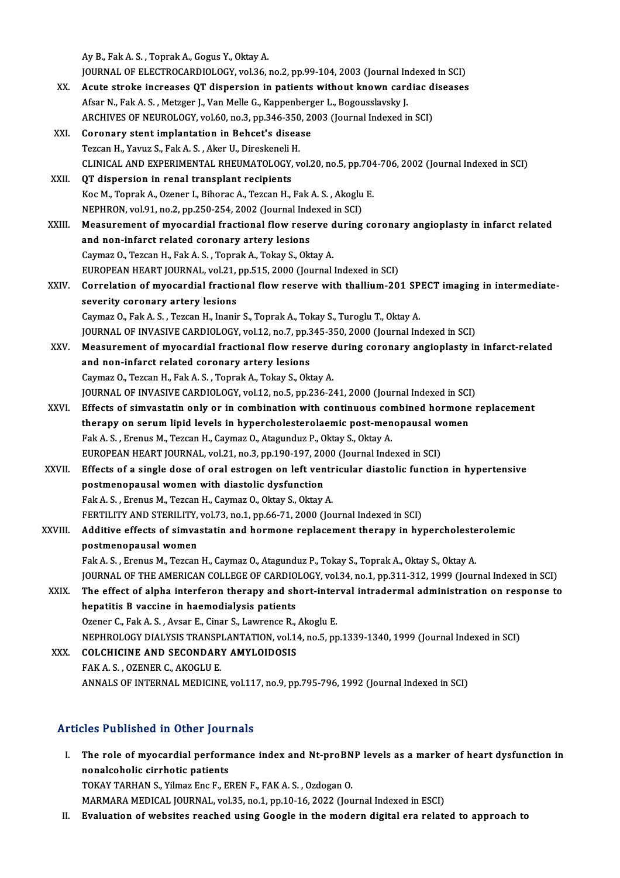Ay B., Fak A. S. , Toprak A., Gogus Y., Oktay A.
JOURNAL OF ELECTROCARDIOLOGY, vol.36, no.2, pp.99-104, 2003 (Journal Indexed in SCI)

XX. **Acute stroke increases QT dispersion in patients without known cardiac diseases**
Afsar N., Fak A. S. , Metzger J., Van Melle G., Kappenberger L., Bogousslavsky J.
ARCHIVES OF NEUROLOGY, vol.60, no.3, pp.346-350, 2003 (Journal Indexed in SCI)

XXI. **Coronary stent implantation in Behcet's disease**
Tezcan H., Yavuz S., Fak A. S. , Aker U., Direskeneli H.
CLINICAL AND EXPERIMENTAL RHEUMATOLOGY, vol.20, no.5, pp.704-706, 2002 (Journal Indexed in SCI)

XXII. **QT dispersion in renal transplant recipients**
Koc M., Toprak A., Ozener I., Bihorac A., Tezcan H., Fak A. S. , Akoglu E.
NEPHRON, vol.91, no.2, pp.250-254, 2002 (Journal Indexed in SCI)

XXIII. **Measurement of myocardial fractional flow reserve during coronary angioplasty in infarct related and non-infarct related coronary artery lesions**
Caymaz O., Tezcan H., Fak A. S. , Toprak A., Tokay S., Oktay A.
EUROPEAN HEART JOURNAL, vol.21, pp.515, 2000 (Journal Indexed in SCI)

XXIV. **Correlation of myocardial fractional flow reserve with thallium-201 SPECT imaging in intermediate-severity coronary artery lesions**
Caymaz O., Fak A. S. , Tezcan H., Inanir S., Toprak A., Tokay S., Turoglu T., Oktay A.
JOURNAL OF INVASIVE CARDIOLOGY, vol.12, no.7, pp.345-350, 2000 (Journal Indexed in SCI)

XXV. **Measurement of myocardial fractional flow reserve during coronary angioplasty in infarct-related and non-infarct related coronary artery lesions**
Caymaz O., Tezcan H., Fak A. S. , Toprak A., Tokay S., Oktay A.
JOURNAL OF INVASIVE CARDIOLOGY, vol.12, no.5, pp.236-241, 2000 (Journal Indexed in SCI)

XXVI. **Effects of simvastatin only or in combination with continuous combined hormone replacement therapy on serum lipid levels in hypercholesterolaemic post-menopausal women**
Fak A. S. , Erenus M., Tezcan H., Caymaz O., Atagunduz P., Oktay S., Oktay A.
EUROPEAN HEART JOURNAL, vol.21, no.3, pp.190-197, 2000 (Journal Indexed in SCI)

XXVII. **Effects of a single dose of oral estrogen on left ventricular diastolic function in hypertensive postmenopausal women with diastolic dysfunction**
Fak A. S. , Erenus M., Tezcan H., Caymaz O., Oktay S., Oktay A.
FERTILITY AND STERILITY, vol.73, no.1, pp.66-71, 2000 (Journal Indexed in SCI)

XXVIII. **Additive effects of simvastatin and hormone replacement therapy in hypercholesterolemic postmenopausal women**
Fak A. S. , Erenus M., Tezcan H., Caymaz O., Atagunduz P., Tokay S., Toprak A., Oktay S., Oktay A.
JOURNAL OF THE AMERICAN COLLEGE OF CARDIOLOGY, vol.34, no.1, pp.311-312, 1999 (Journal Indexed in SCI)

XXIX. **The effect of alpha interferon therapy and short-interval intradermal administration on response to hepatitis B vaccine in haemodialysis patients**
Ozener C., Fak A. S. , Avsar E., Cinar S., Lawrence R., Akoglu E.
NEPHROLOGY DIALYSIS TRANSPLANTATION, vol.14, no.5, pp.1339-1340, 1999 (Journal Indexed in SCI)

XXX. **COLCHICINE AND SECONDARY AMYLOIDOSIS**
FAK A. S. , OZENER C., AKOGLU E.
ANNALS OF INTERNAL MEDICINE, vol.117, no.9, pp.795-796, 1992 (Journal Indexed in SCI)

## Articles Published in Other Journals

I. **The role of myocardial performance index and Nt-proBNP levels as a marker of heart dysfunction in nonalcoholic cirrhotic patients**
TOKAY TARHAN S., Yilmaz Enc F., EREN F., FAK A. S. , Ozdogan O.
MARMARA MEDICAL JOURNAL, vol.35, no.1, pp.10-16, 2022 (Journal Indexed in ESCI)

II. **Evaluation of websites reached using Google in the modern digital era related to approach to**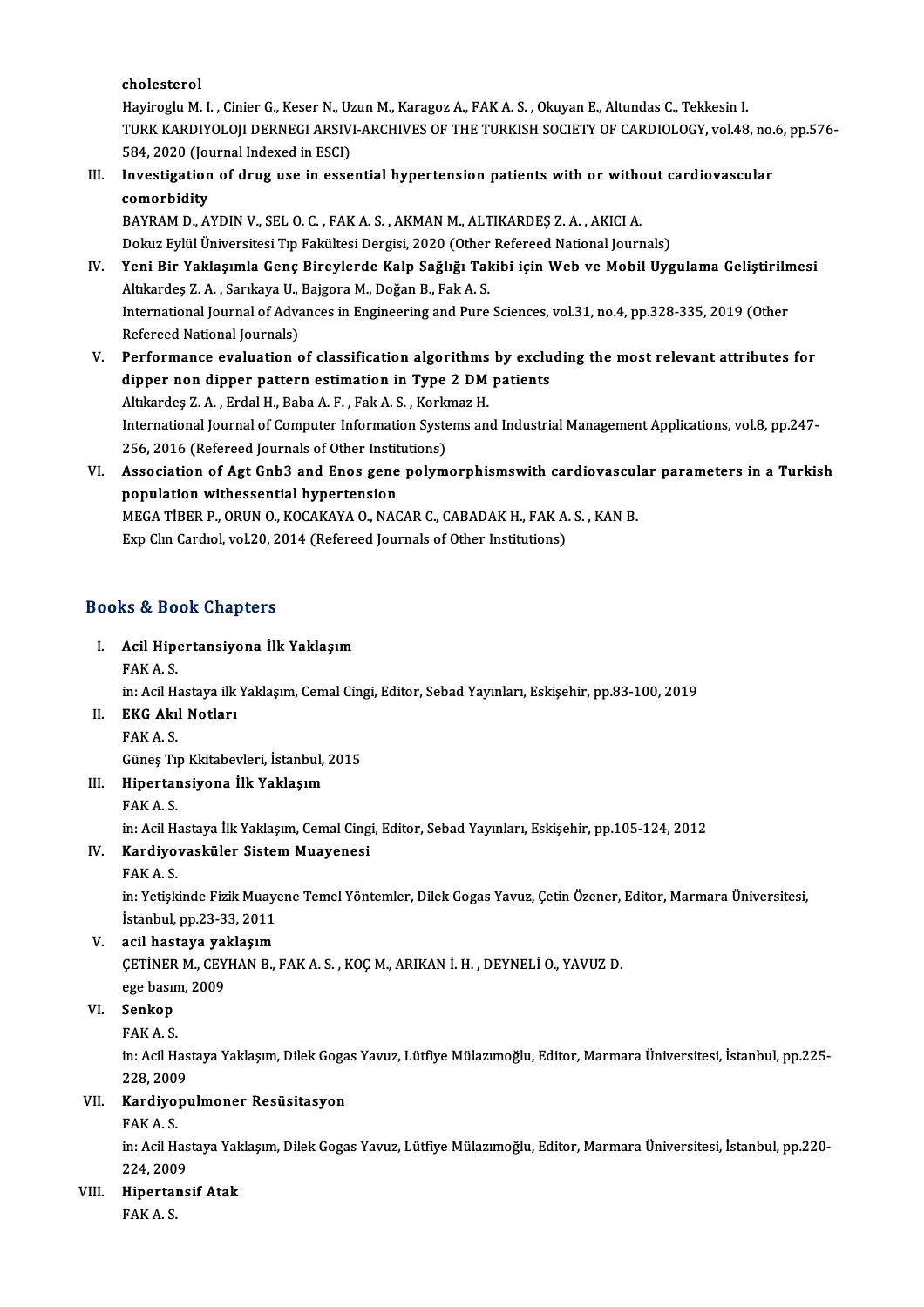cholesterol

Hayiroglu M. I. , Cinier G., Keser N., Uzun M., Karagoz A., FAK A. S. , Okuyan E., Altundas C., Tekkesin I.

TURK KARDIYOLOJI DERNEGI ARSIVI-ARCHIVES OF THE TURKISH SOCIETY OF CARDIOLOGY, vol.48, no.6, pp.576-584, 2020 (Journal Indexed in ESCI)

III. **Investigation of drug use in essential hypertension patients with or without cardiovascular comorbidity**

BAYRAM D., AYDIN V., SEL O. C. , FAK A. S. , AKMAN M., ALTIKARDEŞ Z. A. , AKICI A.

Dokuz Eylül Üniversitesi Tıp Fakültesi Dergisi, 2020 (Other Refereed National Journals)

IV. **Yeni Bir Yaklaşımla Genç Bireylerde Kalp Sağlığı Takibi için Web ve Mobil Uygulama Geliştirilmesi**

Altıkardeş Z. A. , Sarıkaya U., Bajgora M., Doğan B., Fak A. S.

International Journal of Advances in Engineering and Pure Sciences, vol.31, no.4, pp.328-335, 2019 (Other Refereed National Journals)

V. **Performance evaluation of classification algorithms by excluding the most relevant attributes for dipper non dipper pattern estimation in Type 2 DM patients**

Altıkardeş Z. A. , Erdal H., Baba A. F. , Fak A. S. , Korkmaz H.

International Journal of Computer Information Systems and Industrial Management Applications, vol.8, pp.247-256, 2016 (Refereed Journals of Other Institutions)

VI. **Association of Agt Gnb3 and Enos gene polymorphismswith cardiovascular parameters in a Turkish population withessential hypertension**

MEGA TİBER P., ORUN O., KOCAKAYA O., NACAR C., CABADAK H., FAK A. S. , KAN B.

Exp Clın Cardıol, vol.20, 2014 (Refereed Journals of Other Institutions)

## Books & Book Chapters

I. **Acil Hipertansiyona İlk Yaklaşım**

FAK A. S.

in: Acil Hastaya ilk Yaklaşım, Cemal Cingi, Editor, Sebad Yayınları, Eskişehir, pp.83-100, 2019

II. **EKG Akıl Notları**

FAK A. S.

Güneş Tıp Kkitabevleri, İstanbul, 2015

III. **Hipertansiyona İlk Yaklaşım**

FAK A. S.

in: Acil Hastaya İlk Yaklaşım, Cemal Cingi, Editor, Sebad Yayınları, Eskişehir, pp.105-124, 2012

IV. **Kardiyovasküler Sistem Muayenesi**

FAK A. S.

in: Yetişkinde Fizik Muayene Temel Yöntemler, Dilek Gogas Yavuz, Çetin Özener, Editor, Marmara Üniversitesi, İstanbul, pp.23-33, 2011

V. **acil hastaya yaklaşım**

ÇETİNER M., CEYHAN B., FAK A. S. , KOÇ M., ARIKAN İ. H. , DEYNELİ O., YAVUZ D.

ege basım, 2009

VI. **Senkop**

FAK A. S.

in: Acil Hastaya Yaklaşım, Dilek Gogas Yavuz, Lütfiye Mülazımoğlu, Editor, Marmara Üniversitesi, İstanbul, pp.225-228, 2009

VII. **Kardiyopulmoner Resüsitasyon**

FAK A. S.

in: Acil Hastaya Yaklaşım, Dilek Gogas Yavuz, Lütfiye Mülazımoğlu, Editor, Marmara Üniversitesi, İstanbul, pp.220-224, 2009

VIII. **Hipertansif Atak**

FAK A. S.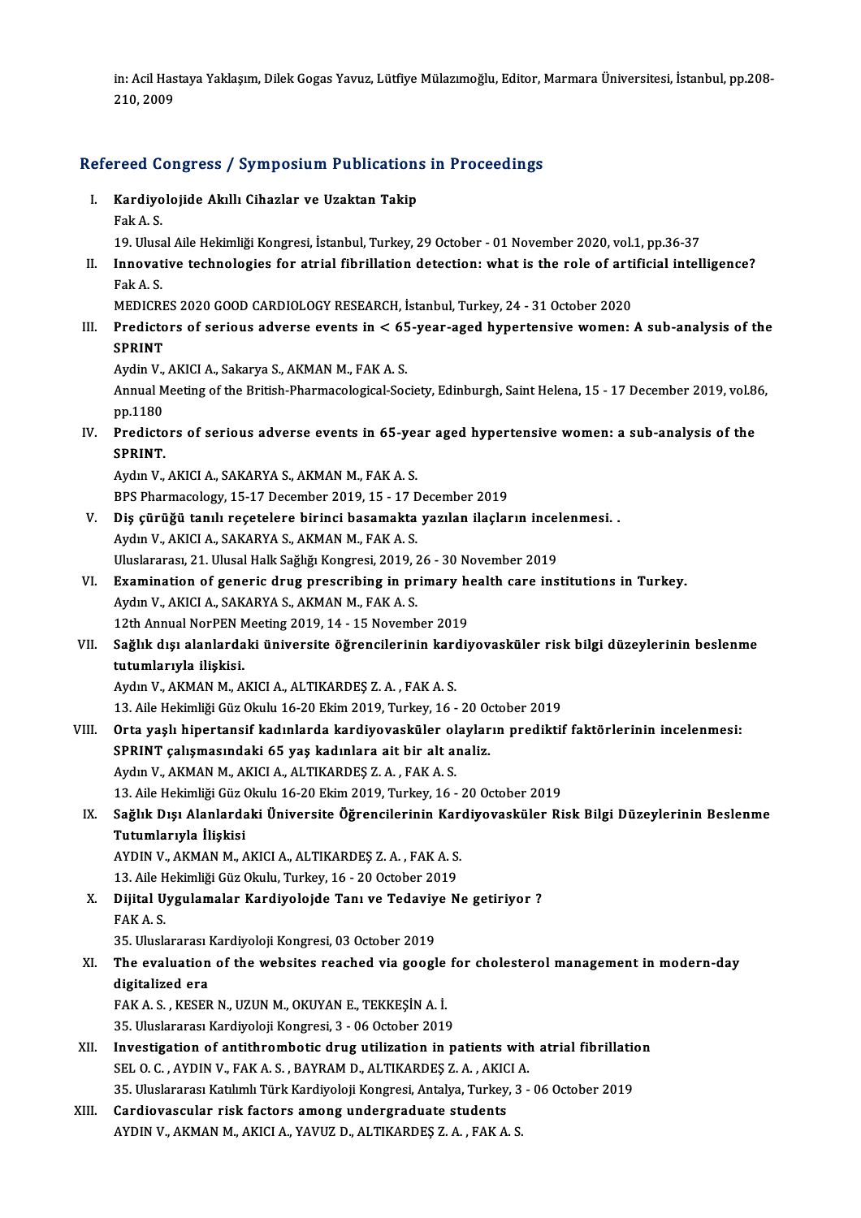in: Acil Hastaya Yaklaşım, Dilek Gogas Yavuz, Lütfiye Mülazımoğlu, Editor, Marmara Üniversitesi, İstanbul, pp.208-210, 2009

## Refereed Congress / Symposium Publications in Proceedings

I. **Kardiyolojide Akıllı Cihazlar ve Uzaktan Takip**
   Fak A. S.
   19. Ulusal Aile Hekimliği Kongresi, İstanbul, Turkey, 29 October - 01 November 2020, vol.1, pp.36-37

II. **Innovative technologies for atrial fibrillation detection: what is the role of artificial intelligence?**
   Fak A. S.
   MEDICRES 2020 GOOD CARDIOLOGY RESEARCH, İstanbul, Turkey, 24 - 31 October 2020

III. **Predictors of serious adverse events in < 65-year-aged hypertensive women: A sub-analysis of the SPRINT**
   Aydin V., AKICI A., Sakarya S., AKMAN M., FAK A. S.
   Annual Meeting of the British-Pharmacological-Society, Edinburgh, Saint Helena, 15 - 17 December 2019, vol.86, pp.1180

IV. **Predictors of serious adverse events in 65-year aged hypertensive women: a sub-analysis of the SPRINT.**
   Aydın V., AKICI A., SAKARYA S., AKMAN M., FAK A. S.
   BPS Pharmacology, 15-17 December 2019, 15 - 17 December 2019

V. **Diş çürüğü tanılı reçetelere birinci basamakta yazılan ilaçların incelenmesi. .**
   Aydın V., AKICI A., SAKARYA S., AKMAN M., FAK A. S.
   Uluslararası, 21. Ulusal Halk Sağlığı Kongresi, 2019, 26 - 30 November 2019

VI. **Examination of generic drug prescribing in primary health care institutions in Turkey.**
   Aydın V., AKICI A., SAKARYA S., AKMAN M., FAK A. S.
   12th Annual NorPEN Meeting 2019, 14 - 15 November 2019

VII. **Sağlık dışı alanlardaki üniversite öğrencilerinin kardiyovasküler risk bilgi düzeylerinin beslenme tutumlarıyla ilişkisi.**
   Aydın V., AKMAN M., AKICI A., ALTIKARDEŞ Z. A. , FAK A. S.
   13. Aile Hekimliği Güz Okulu 16-20 Ekim 2019, Turkey, 16 - 20 October 2019

VIII. **Orta yaşlı hipertansif kadınlarda kardiyovasküler olayların prediktif faktörlerinin incelenmesi: SPRINT çalışmasındaki 65 yaş kadınlara ait bir alt analiz.**
   Aydın V., AKMAN M., AKICI A., ALTIKARDEŞ Z. A. , FAK A. S.
   13. Aile Hekimliği Güz Okulu 16-20 Ekim 2019, Turkey, 16 - 20 October 2019

IX. **Sağlık Dışı Alanlardaki Üniversite Öğrencilerinin Kardiyovasküler Risk Bilgi Düzeylerinin Beslenme Tutumlarıyla İlişkisi**
   AYDIN V., AKMAN M., AKICI A., ALTIKARDEŞ Z. A. , FAK A. S.
   13. Aile Hekimliği Güz Okulu, Turkey, 16 - 20 October 2019

X. **Dijital Uygulamalar Kardiyolojde Tanı ve Tedaviye Ne getiriyor ?**
   FAK A. S.
   35. Uluslararası Kardiyoloji Kongresi, 03 October 2019

XI. **The evaluation of the websites reached via google for cholesterol management in modern-day digitalized era**
   FAK A. S. , KESER N., UZUN M., OKUYAN E., TEKKEŞİN A. İ.
   35. Uluslararası Kardiyoloji Kongresi, 3 - 06 October 2019

XII. **Investigation of antithrombotic drug utilization in patients with atrial fibrillation**
   SEL O. C. , AYDIN V., FAK A. S. , BAYRAM D., ALTIKARDEŞ Z. A. , AKICI A.
   35. Uluslararası Katılımlı Türk Kardiyoloji Kongresi, Antalya, Turkey, 3 - 06 October 2019

XIII. **Cardiovascular risk factors among undergraduate students**
   AYDIN V., AKMAN M., AKICI A., YAVUZ D., ALTIKARDEŞ Z. A. , FAK A. S.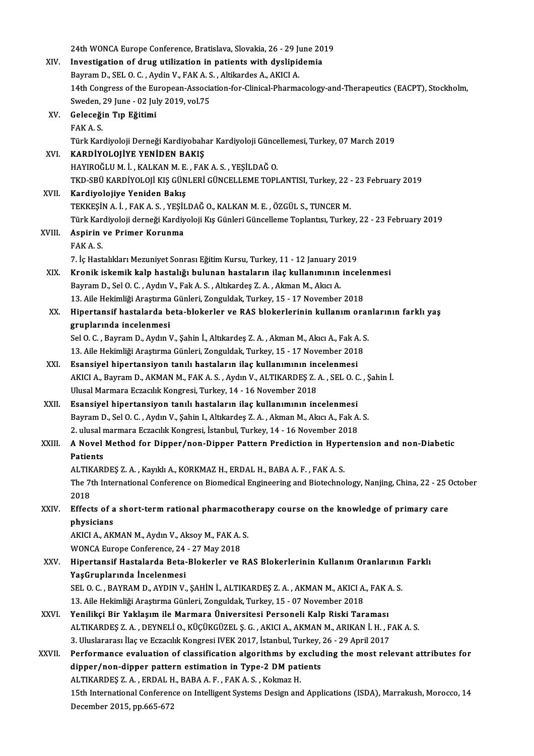24th WONCA Europe Conference, Bratislava, Slovakia, 26 - 29 June 2019

XIV. **Investigation of drug utilization in patients with dyslipidemia**
Bayram D., SEL O. C. , Aydin V., FAK A. S. , Altikardes A., AKICI A.
14th Congress of the European-Association-for-Clinical-Pharmacology-and-Therapeutics (EACPT), Stockholm, Sweden, 29 June - 02 July 2019, vol.75

XV. **Geleceğin Tıp Eğitimi**
FAK A. S.
Türk Kardiyoloji Derneği Kardiyobahar Kardiyoloji Güncellemesi, Turkey, 07 March 2019

XVI. **KARDİYOLOJİYE YENİDEN BAKIŞ**
HAYIROĞLU M. İ. , KALKAN M. E. , FAK A. S. , YEŞİLDAĞ O.
TKD-SBÜ KARDİYOLOJİ KIŞ GÜNLERİ GÜNCELLEME TOPLANTISI, Turkey, 22 - 23 February 2019

XVII. **Kardiyolojiye Yeniden Bakış**
TEKKEŞİN A. İ. , FAK A. S. , YEŞİLDAĞ O., KALKAN M. E. , ÖZGÜL S., TUNCER M.
Türk Kardiyoloji derneği Kardiyoloji Kış Günleri Güncelleme Toplantısı, Turkey, 22 - 23 February 2019

XVIII. **Aspirin ve Primer Korunma**
FAK A. S.
7. İç Hastalıkları Mezuniyet Sonrası Eğitim Kursu, Turkey, 11 - 12 January 2019

XIX. **Kronik iskemik kalp hastalığı bulunan hastaların ilaç kullanımının incelenmesi**
Bayram D., Sel O. C. , Aydın V., Fak A. S. , Altıkardeş Z. A. , Akman M., Akıcı A.
13. Aile Hekimliği Araştırma Günleri, Zonguldak, Turkey, 15 - 17 November 2018

XX. **Hipertansif hastalarda beta-blokerler ve RAS blokerlerinin kullanım oranlarının farklı yaş gruplarında incelenmesi**
Sel O. C. , Bayram D., Aydın V., Şahin İ., Altıkardeş Z. A. , Akman M., Akıcı A., Fak A. S.
13. Aile Hekimliği Araştırma Günleri, Zonguldak, Turkey, 15 - 17 November 2018

XXI. **Esansiyel hipertansiyon tanılı hastaların ilaç kullanımının incelenmesi**
AKICI A., Bayram D., AKMAN M., FAK A. S. , Aydın V., ALTIKARDEŞ Z. A. , SEL O. C. , Şahin İ.
Ulusal Marmara Eczacılık Kongresi, Turkey, 14 - 16 November 2018

XXII. **Esansiyel hipertansiyon tanılı hastaların ilaç kullanımının incelenmesi**
Bayram D., Sel O. C. , Aydın V., Şahin I., Altıkardeş Z. A. , Akman M., Akıcı A., Fak A. S.
2. ulusal marmara Eczacılık Kongresi, İstanbul, Turkey, 14 - 16 November 2018

XXIII. **A Novel Method for Dipper/non-Dipper Pattern Prediction in Hypertension and non-Diabetic Patients**
ALTIKARDEŞ Z. A. , Kayıklı A., KORKMAZ H., ERDAL H., BABA A. F. , FAK A. S.
The 7th International Conference on Biomedical Engineering and Biotechnology, Nanjing, China, 22 - 25 October 2018

XXIV. **Effects of a short-term rational pharmacotherapy course on the knowledge of primary care physicians**
AKICI A., AKMAN M., Aydın V., Aksoy M., FAK A. S.
WONCA Europe Conference, 24 - 27 May 2018

XXV. **Hipertansif Hastalarda Beta-Blokerler ve RAS Blokerlerinin Kullanım Oranlarının Farklı YaşGruplarında İncelenmesi**
SEL O. C. , BAYRAM D., AYDIN V., ŞAHİN İ., ALTIKARDEŞ Z. A. , AKMAN M., AKICI A., FAK A. S.
13. Aile Hekimliği Araştırma Günleri, Zonguldak, Turkey, 15 - 07 November 2018

XXVI. **Yenilikçi Bir Yaklaşım ile Marmara Üniversitesi Personeli Kalp Riski Taraması**
ALTIKARDEŞ Z. A. , DEYNELİ O., KÜÇÜKGÜZEL Ş. G. , AKICI A., AKMAN M., ARIKAN İ. H. , FAK A. S.
3. Uluslararası İlaç ve Eczacılık Kongresi IVEK 2017, İstanbul, Turkey, 26 - 29 April 2017

XXVII. **Performance evaluation of classification algorithms by excluding the most relevant attributes for dipper/non-dipper pattern estimation in Type-2 DM patients**
ALTIKARDEŞ Z. A. , ERDAL H., BABA A. F. , FAK A. S. , Kokmaz H.
15th International Conference on Intelligent Systems Design and Applications (ISDA), Marrakush, Morocco, 14 December 2015, pp.665-672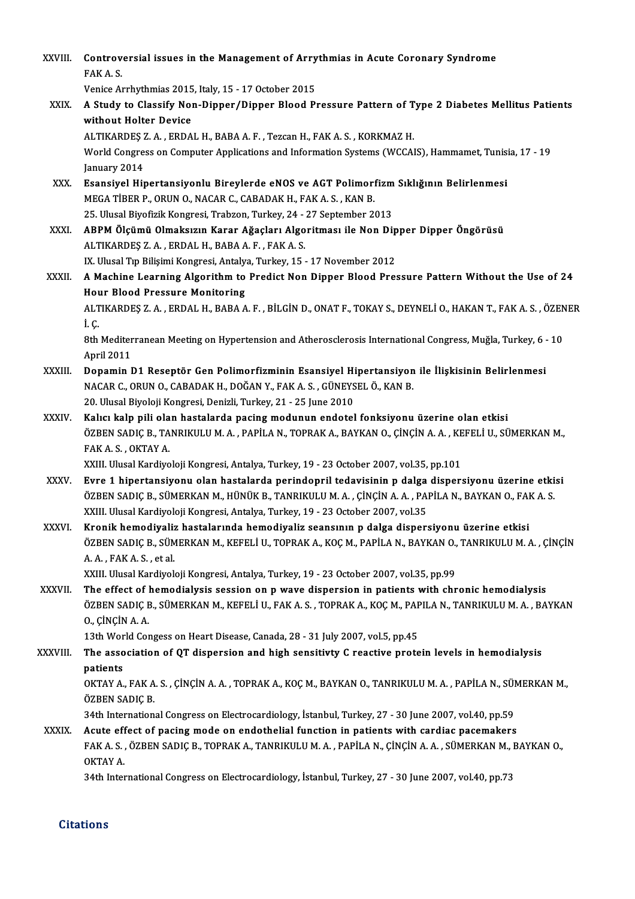XXVIII. **Controversial issues in the Management of Arrythmias in Acute Coronary Syndrome**
FAK A. S.
Venice Arrhythmias 2015, Italy, 15 - 17 October 2015

XXIX. **A Study to Classify Non-Dipper/Dipper Blood Pressure Pattern of Type 2 Diabetes Mellitus Patients without Holter Device**
ALTIKARDEŞ Z. A. , ERDAL H., BABA A. F. , Tezcan H., FAK A. S. , KORKMAZ H.
World Congress on Computer Applications and Information Systems (WCCAIS), Hammamet, Tunisia, 17 - 19 January 2014

XXX. **Esansiyel Hipertansiyonlu Bireylerde eNOS ve AGT Polimorfizm Sıklığının Belirlenmesi**
MEGA TİBER P., ORUN O., NACAR C., CABADAK H., FAK A. S. , KAN B.
25. Ulusal Biyofizik Kongresi, Trabzon, Turkey, 24 - 27 September 2013

XXXI. **ABPM Ölçümü Olmaksızın Karar Ağaçları Algoritması ile Non Dipper Dipper Öngörüsü**
ALTIKARDEŞ Z. A. , ERDAL H., BABA A. F. , FAK A. S.
IX. Ulusal Tıp Bilişimi Kongresi, Antalya, Turkey, 15 - 17 November 2012

XXXII. **A Machine Learning Algorithm to Predict Non Dipper Blood Pressure Pattern Without the Use of 24 Hour Blood Pressure Monitoring**
ALTIKARDEŞ Z. A. , ERDAL H., BABA A. F. , BİLGİN D., ONAT F., TOKAY S., DEYNELİ O., HAKAN T., FAK A. S. , ÖZENER İ. Ç.
8th Mediterranean Meeting on Hypertension and Atherosclerosis International Congress, Muğla, Turkey, 6 - 10 April 2011

XXXIII. **Dopamin D1 Reseptör Gen Polimorfizminin Esansiyel Hipertansiyon ile İlişkisinin Belirlenmesi**
NACAR C., ORUN O., CABADAK H., DOĞAN Y., FAK A. S. , GÜNEYSEL Ö., KAN B.
20. Ulusal Biyoloji Kongresi, Denizli, Turkey, 21 - 25 June 2010

XXXIV. **Kalıcı kalp pili olan hastalarda pacing modunun endotel fonksiyonu üzerine olan etkisi**
ÖZBEN SADIÇ B., TANRIKULU M. A. , PAPİLA N., TOPRAK A., BAYKAN O., ÇİNÇİN A. A. , KEFELİ U., SÜMERKAN M., FAK A. S. , OKTAY A.
XXIII. Ulusal Kardiyoloji Kongresi, Antalya, Turkey, 19 - 23 October 2007, vol.35, pp.101

XXXV. **Evre 1 hipertansiyonu olan hastalarda perindopril tedavisinin p dalga dispersiyonu üzerine etkisi**
ÖZBEN SADIÇ B., SÜMERKAN M., HÜNÜK B., TANRIKULU M. A. , ÇİNÇİN A. A. , PAPİLA N., BAYKAN O., FAK A. S.
XXIII. Ulusal Kardiyoloji Kongresi, Antalya, Turkey, 19 - 23 October 2007, vol.35

XXXVI. **Kronik hemodiyaliz hastalarında hemodiyaliz seansının p dalga dispersiyonu üzerine etkisi**
ÖZBEN SADIÇ B., SÜMERKAN M., KEFELİ U., TOPRAK A., KOÇ M., PAPİLA N., BAYKAN O., TANRIKULU M. A. , ÇİNÇİN A. A. , FAK A. S. , et al.
XXIII. Ulusal Kardiyoloji Kongresi, Antalya, Turkey, 19 - 23 October 2007, vol.35, pp.99

XXXVII. **The effect of hemodialysis session on p wave dispersion in patients with chronic hemodialysis**
ÖZBEN SADIÇ B., SÜMERKAN M., KEFELİ U., FAK A. S. , TOPRAK A., KOÇ M., PAPILA N., TANRIKULU M. A. , BAYKAN O., ÇİNÇİN A. A.
13th World Congess on Heart Disease, Canada, 28 - 31 July 2007, vol.5, pp.45

XXXVIII. **The association of QT dispersion and high sensitivty C reactive protein levels in hemodialysis patients**
OKTAY A., FAK A. S. , ÇİNÇİN A. A. , TOPRAK A., KOÇ M., BAYKAN O., TANRIKULU M. A. , PAPİLA N., SÜMERKAN M., ÖZBEN SADIÇ B.
34th International Congress on Electrocardiology, İstanbul, Turkey, 27 - 30 June 2007, vol.40, pp.59

XXXIX. **Acute effect of pacing mode on endothelial function in patients with cardiac pacemakers**
FAK A. S. , ÖZBEN SADIÇ B., TOPRAK A., TANRIKULU M. A. , PAPİLA N., ÇİNÇİN A. A. , SÜMERKAN M., BAYKAN O., OKTAY A.
34th International Congress on Electrocardiology, İstanbul, Turkey, 27 - 30 June 2007, vol.40, pp.73

## Citations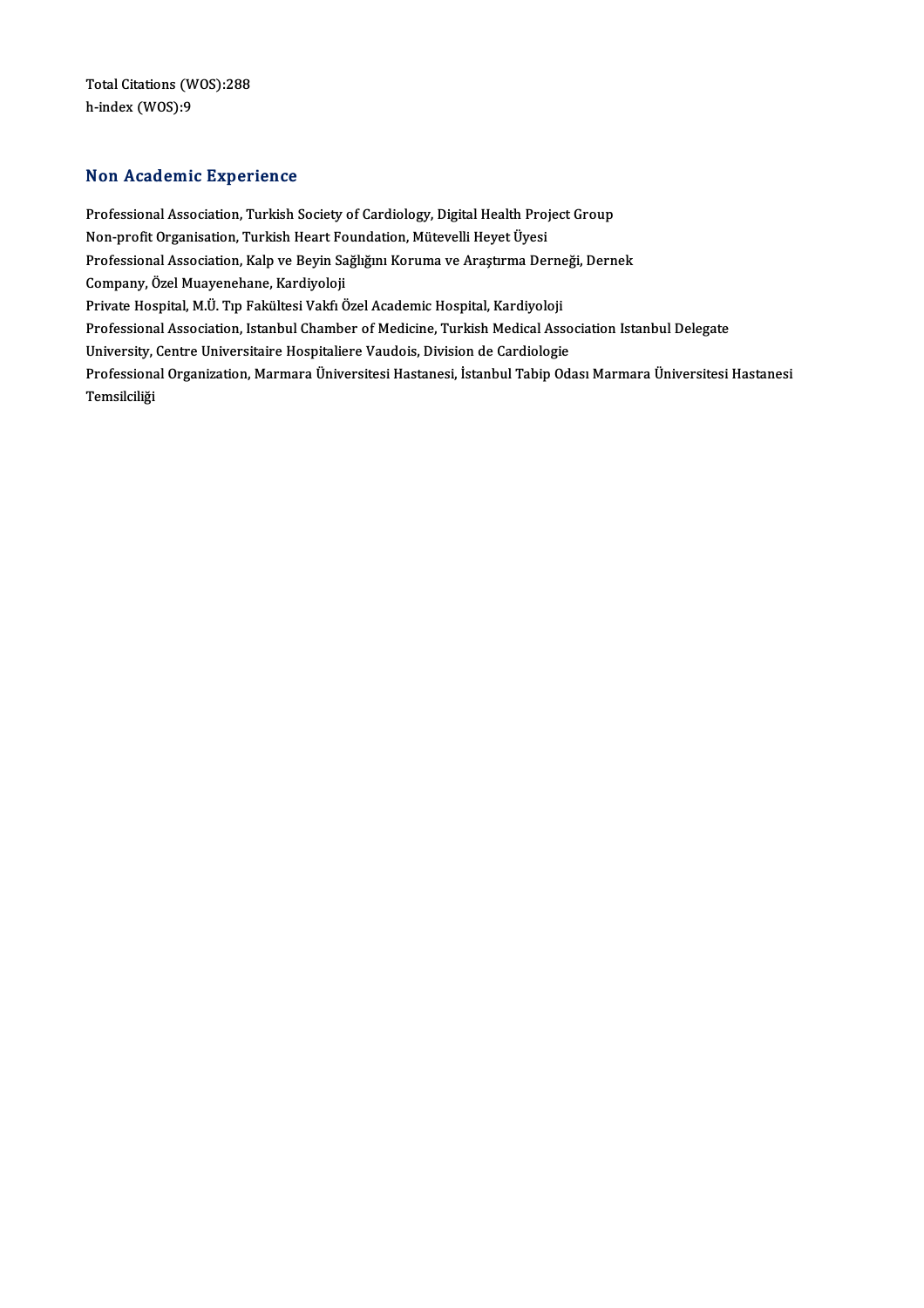Total Citations (WOS):288
h-index (WOS):9

## Non Academic Experience

Professional Association, Turkish Society of Cardiology, Digital Health Project Group
Non-profit Organisation, Turkish Heart Foundation, Mütevelli Heyet Üyesi
Professional Association, Kalp ve Beyin Sağlığını Koruma ve Araştırma Derneği, Dernek
Company, Özel Muayenehane, Kardiyoloji
Private Hospital, M.Ü. Tıp Fakültesi Vakfı Özel Academic Hospital, Kardiyoloji
Professional Association, Istanbul Chamber of Medicine, Turkish Medical Association Istanbul Delegate
University, Centre Universitaire Hospitaliere Vaudois, Division de Cardiologie
Professional Organization, Marmara Üniversitesi Hastanesi, İstanbul Tabip Odası Marmara Üniversitesi Hastanesi Temsilciliği